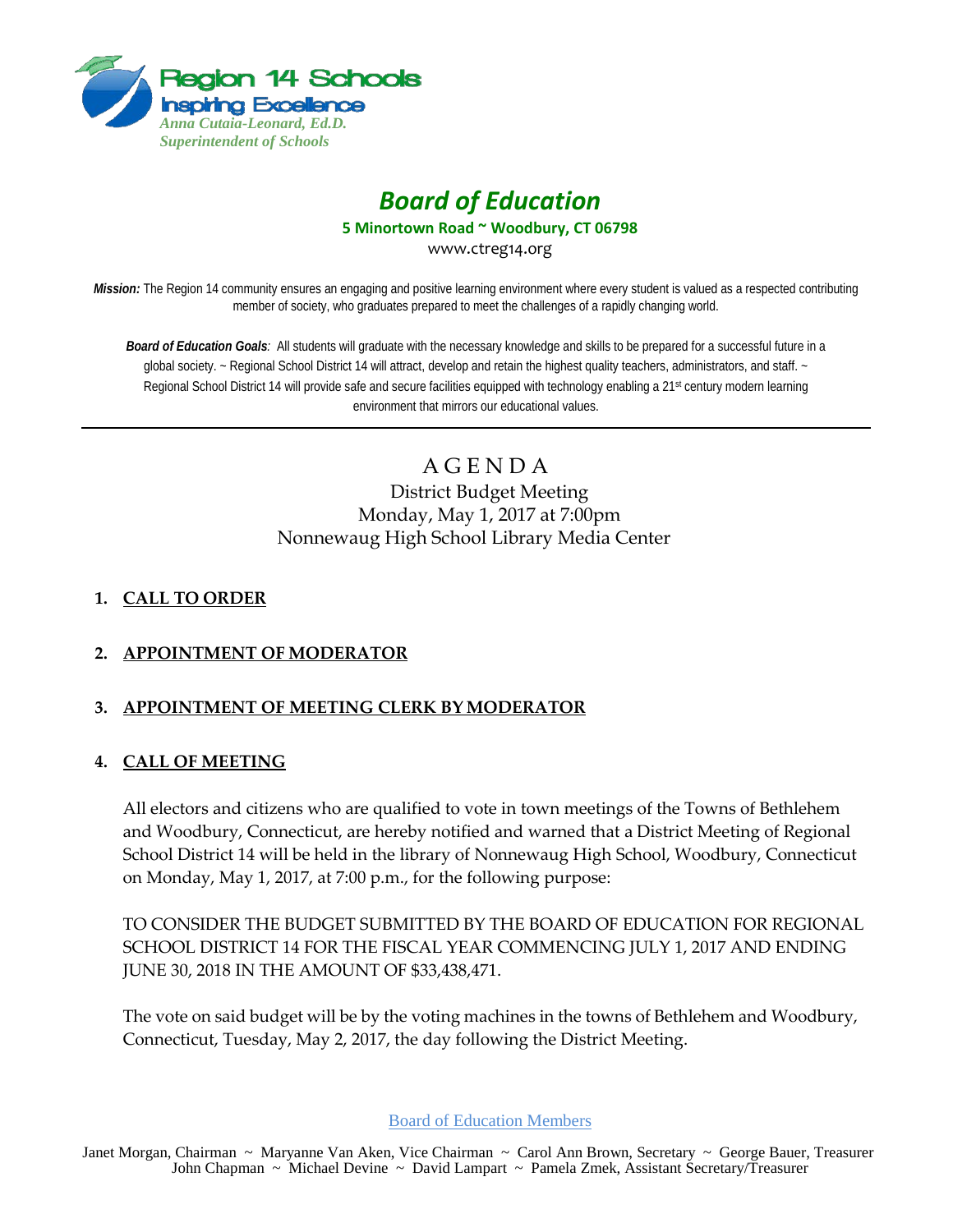Region 14 Schools
Inspiring Excellence
*Anna Cutaia-Leonard, Ed.D.*
*Superintendent of Schools*

# *Board of Education*

**5 Minortown Road ~ Woodbury, CT 06798**

www.ctreg14.org

***Mission:*** The Region 14 community ensures an engaging and positive learning environment where every student is valued as a respected contributing member of society, who graduates prepared to meet the challenges of a rapidly changing world.

***Board of Education Goals**:* All students will graduate with the necessary knowledge and skills to be prepared for a successful future in a global society. ~ Regional School District 14 will attract, develop and retain the highest quality teachers, administrators, and staff. ~ Regional School District 14 will provide safe and secure facilities equipped with technology enabling a 21st century modern learning environment that mirrors our educational values.

---

## AGENDA

District Budget Meeting
Monday, May 1, 2017 at 7:00pm
Nonnewaug High School Library Media Center

1. **CALL TO ORDER**

2. **APPOINTMENT OF MODERATOR**

3. **APPOINTMENT OF MEETING CLERK BY MODERATOR**

4. **CALL OF MEETING**

   All electors and citizens who are qualified to vote in town meetings of the Towns of Bethlehem and Woodbury, Connecticut, are hereby notified and warned that a District Meeting of Regional School District 14 will be held in the library of Nonnewaug High School, Woodbury, Connecticut on Monday, May 1, 2017, at 7:00 p.m., for the following purpose:

   TO CONSIDER THE BUDGET SUBMITTED BY THE BOARD OF EDUCATION FOR REGIONAL SCHOOL DISTRICT 14 FOR THE FISCAL YEAR COMMENCING JULY 1, 2017 AND ENDING JUNE 30, 2018 IN THE AMOUNT OF $33,438,471.

   The vote on said budget will be by the voting machines in the towns of Bethlehem and Woodbury, Connecticut, Tuesday, May 2, 2017, the day following the District Meeting.

Board of Education Members

Janet Morgan, Chairman ~ Maryanne Van Aken, Vice Chairman ~ Carol Ann Brown, Secretary ~ George Bauer, Treasurer
John Chapman ~ Michael Devine ~ David Lampart ~ Pamela Zmek, Assistant Secretary/Treasurer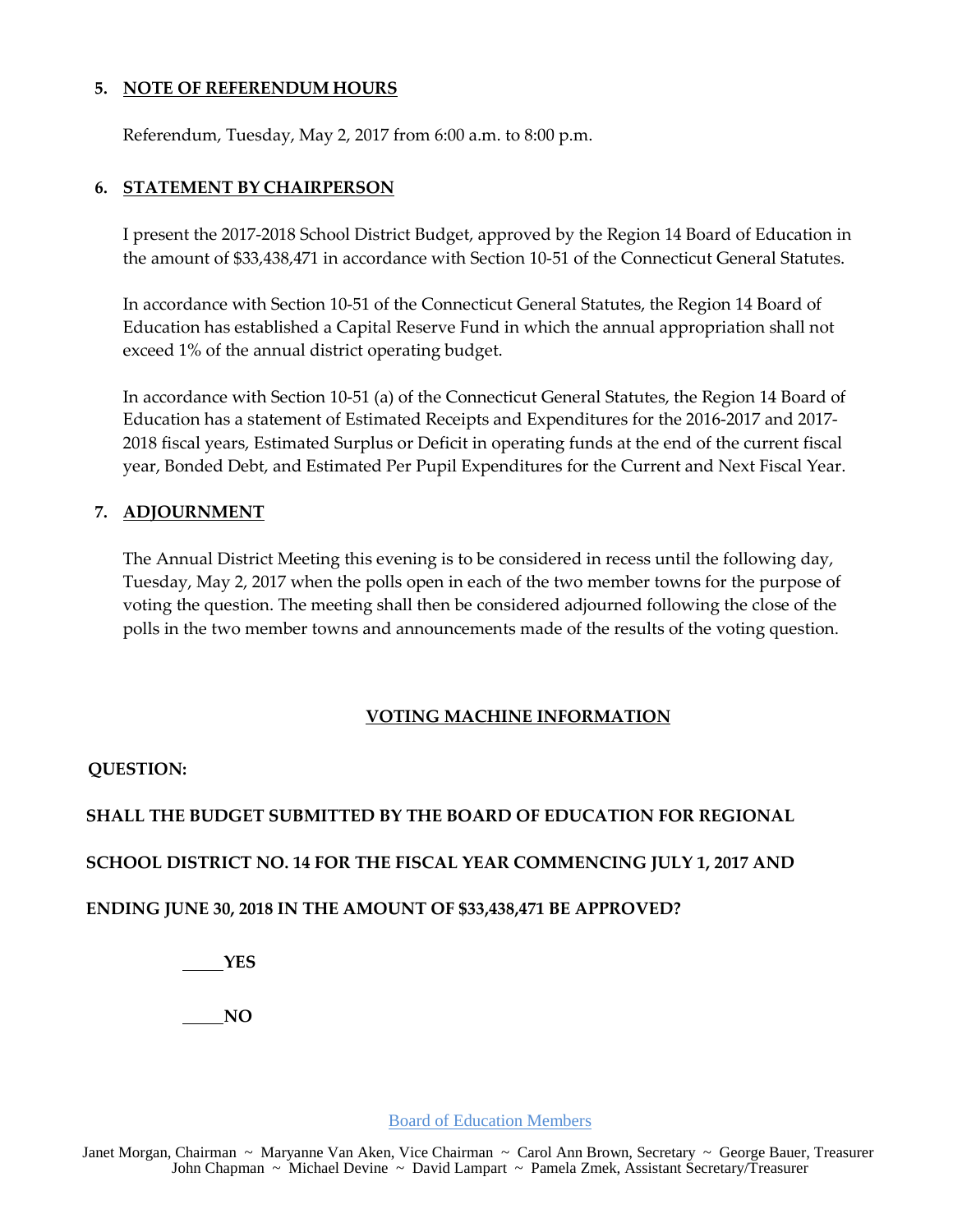5. **NOTE OF REFERENDUM HOURS**

   Referendum, Tuesday, May 2, 2017 from 6:00 a.m. to 8:00 p.m.

6. **STATEMENT BY CHAIRPERSON**

   I present the 2017-2018 School District Budget, approved by the Region 14 Board of Education in the amount of $33,438,471 in accordance with Section 10-51 of the Connecticut General Statutes.

   In accordance with Section 10-51 of the Connecticut General Statutes, the Region 14 Board of Education has established a Capital Reserve Fund in which the annual appropriation shall not exceed 1% of the annual district operating budget.

   In accordance with Section 10-51 (a) of the Connecticut General Statutes, the Region 14 Board of Education has a statement of Estimated Receipts and Expenditures for the 2016-2017 and 2017-2018 fiscal years, Estimated Surplus or Deficit in operating funds at the end of the current fiscal year, Bonded Debt, and Estimated Per Pupil Expenditures for the Current and Next Fiscal Year.

7. **ADJOURNMENT**

   The Annual District Meeting this evening is to be considered in recess until the following day, Tuesday, May 2, 2017 when the polls open in each of the two member towns for the purpose of voting the question. The meeting shall then be considered adjourned following the close of the polls in the two member towns and announcements made of the results of the voting question.

## VOTING MACHINE INFORMATION

**QUESTION:**

**SHALL THE BUDGET SUBMITTED BY THE BOARD OF EDUCATION FOR REGIONAL SCHOOL DISTRICT NO. 14 FOR THE FISCAL YEAR COMMENCING JULY 1, 2017 AND ENDING JUNE 30, 2018 IN THE AMOUNT OF $33,438,471 BE APPROVED?**

_____**YES**

_____**NO**

Board of Education Members

Janet Morgan, Chairman ~ Maryanne Van Aken, Vice Chairman ~ Carol Ann Brown, Secretary ~ George Bauer, Treasurer
John Chapman ~ Michael Devine ~ David Lampart ~ Pamela Zmek, Assistant Secretary/Treasurer